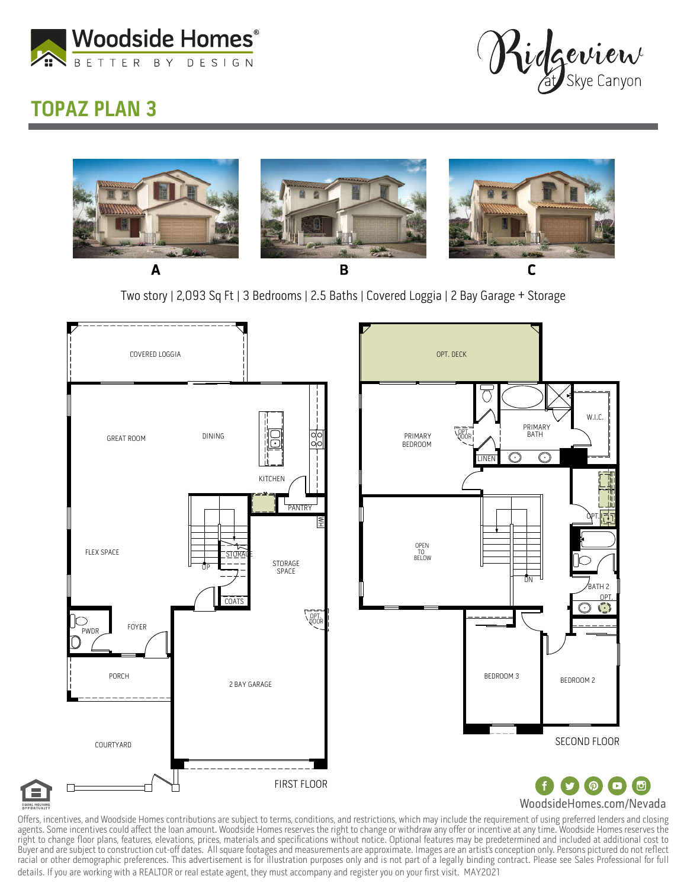Woodside Homes® BETTER BY DESIGN

Ridgeview at Skye Canyon

# TOPAZ PLAN 3

A B C

Two story | 2,093 Sq Ft | 3 Bedrooms | 2.5 Baths | Covered Loggia | 2 Bay Garage + Storage

FIRST FLOOR

COVERED LOGGIA, GREAT ROOM, DINING, KITCHEN, PANTRY, FLEX SPACE, STORAGE, UP, STORAGE SPACE, COATS, OPT. DOOR, PWDR, FOYER, PORCH, 2 BAY GARAGE, COURTYARD, WH

SECOND FLOOR

OPT. DECK, PRIMARY BEDROOM, OPT. DOOR, LINEN, PRIMARY BATH, W.I.C., OPEN TO BELOW, DN, OPT., BATH 2, OPT., BEDROOM 3, BEDROOM 2

WoodsideHomes.com/Nevada

Offers, incentives, and Woodside Homes contributions are subject to terms, conditions, and restrictions, which may include the requirement of using preferred lenders and closing agents. Some incentives could affect the loan amount. Woodside Homes reserves the right to change or withdraw any offer or incentive at any time. Woodside Homes reserves the right to change floor plans, features, elevations, prices, materials and specifications without notice. Optional features may be predetermined and included at additional cost to Buyer and are subject to construction cut-off dates. All square footages and measurements are approximate. Images are an artist's conception only. Persons pictured do not reflect racial or other demographic preferences. This advertisement is for illustration purposes only and is not part of a legally binding contract. Please see Sales Professional for full details. If you are working with a REALTOR or real estate agent, they must accompany and register you on your first visit. MAY2021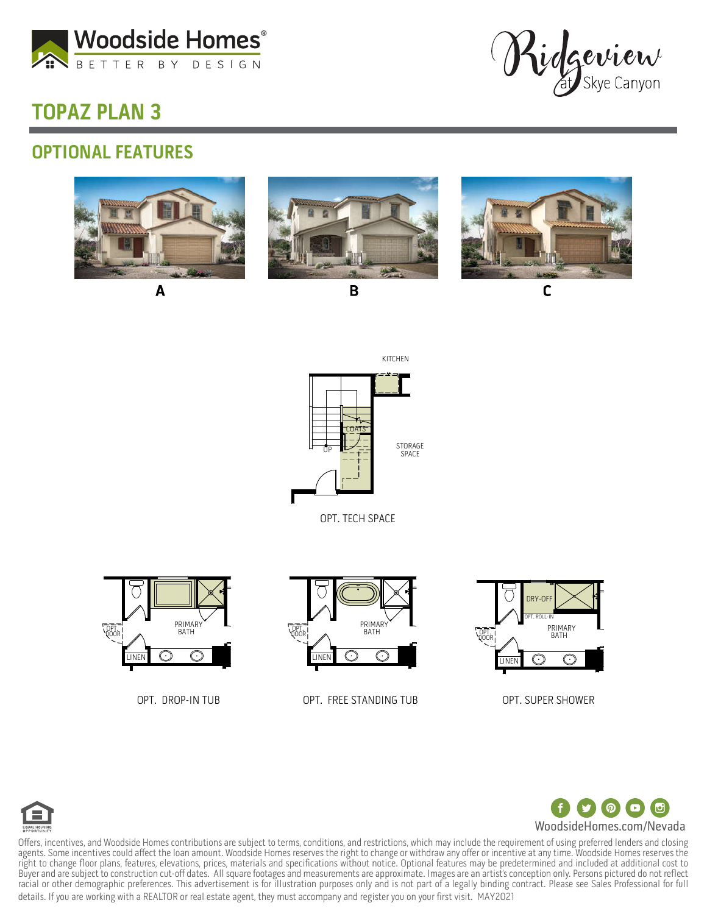# TOPAZ PLAN 3

## OPTIONAL FEATURES

A

B

C

KITCHEN

COATS

UP

STORAGE SPACE

OPT. TECH SPACE

OPT. DOOR

PRIMARY BATH

LINEN

OPT. DROP-IN TUB

OPT. DOOR

PRIMARY BATH

LINEN

OPT. FREE STANDING TUB

DRY-OFF

OPT. ROLL-IN

OPT. DOOR

PRIMARY BATH

LINEN

OPT. SUPER SHOWER

WoodsideHomes.com/Nevada

Offers, incentives, and Woodside Homes contributions are subject to terms, conditions, and restrictions, which may include the requirement of using preferred lenders and closing agents. Some incentives could affect the loan amount. Woodside Homes reserves the right to change or withdraw any offer or incentive at any time. Woodside Homes reserves the right to change floor plans, features, elevations, prices, materials and specifications without notice. Optional features may be predetermined and included at additional cost to Buyer and are subject to construction cut-off dates. All square footages and measurements are approximate. Images are an artist's conception only. Persons pictured do not reflect racial or other demographic preferences. This advertisement is for illustration purposes only and is not part of a legally binding contract. Please see Sales Professional for full details. If you are working with a REALTOR or real estate agent, they must accompany and register you on your first visit. MAY2021